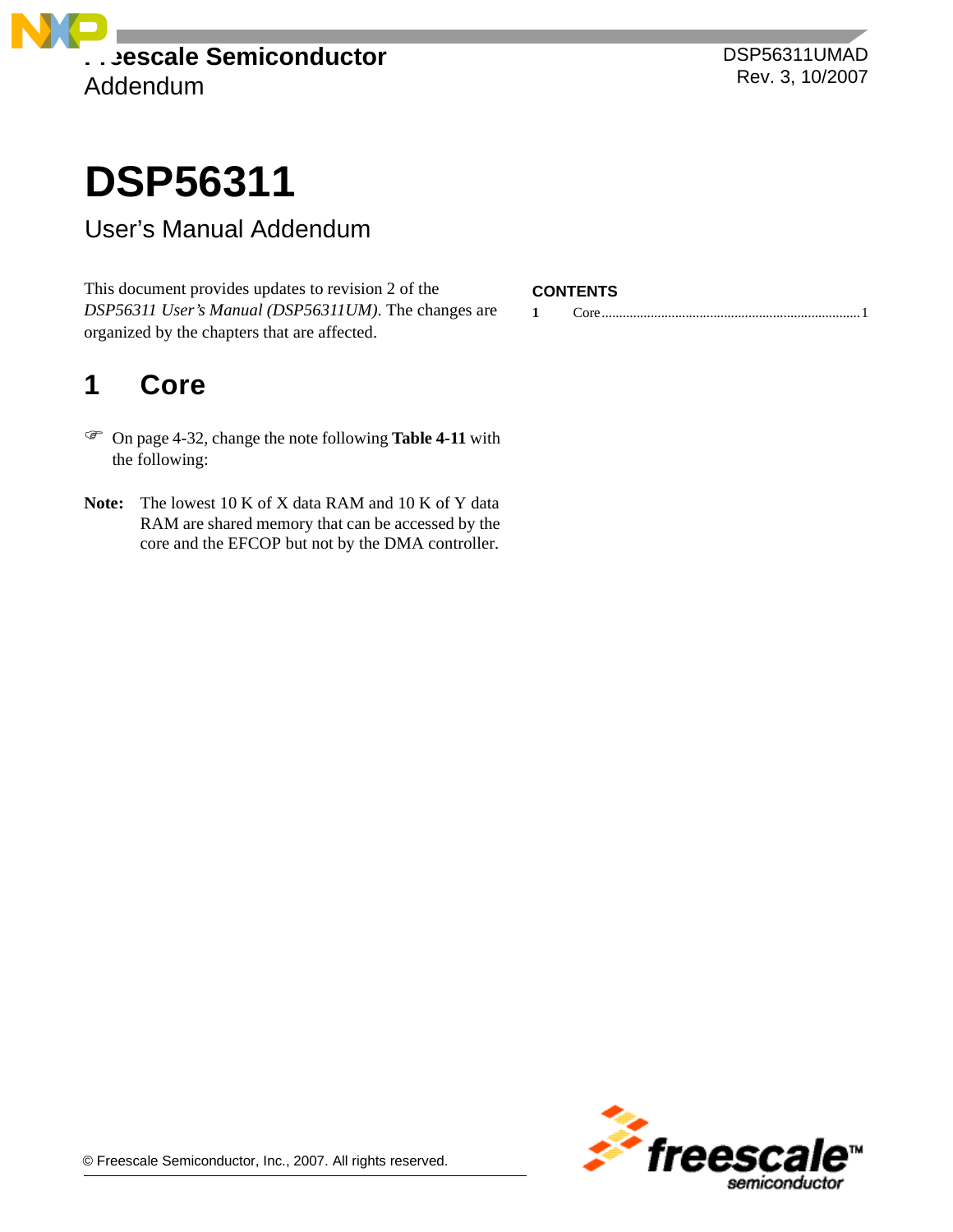Freescale Semiconductor
Addendum

DSP56311UMAD
Rev. 3, 10/2007

# DSP56311

## User's Manual Addendum

This document provides updates to revision 2 of the *DSP56311 User's Manual (DSP56311UM)*. The changes are organized by the chapters that are affected.

**CONTENTS**

1 Core ........................................................................ 1

# 1 Core

☞ On page 4-32, change the note following **Table 4-11** with the following:

**Note:** The lowest 10 K of X data RAM and 10 K of Y data RAM are shared memory that can be accessed by the core and the EFCOP but not by the DMA controller.

© Freescale Semiconductor, Inc., 2007. All rights reserved.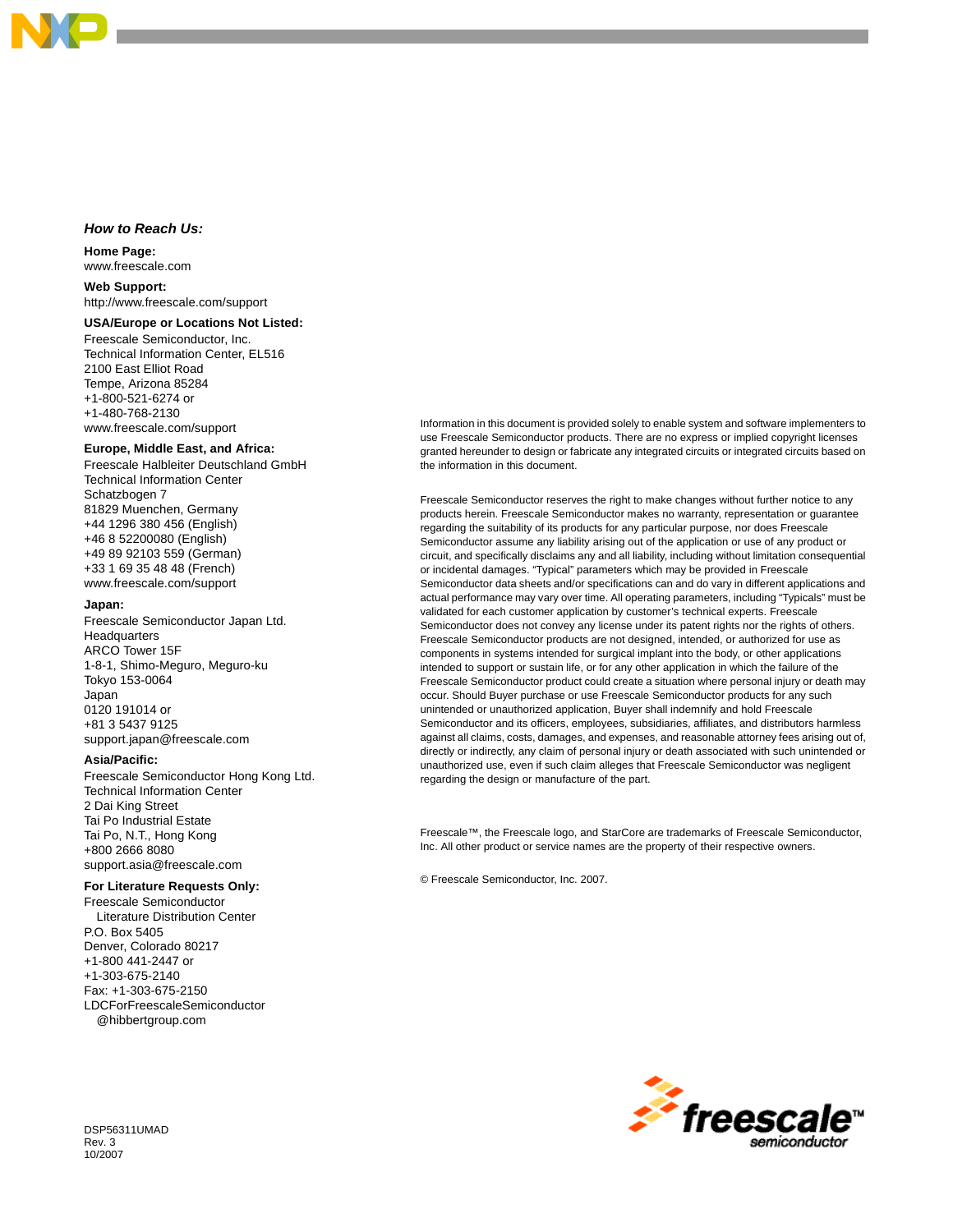***How to Reach Us:***

**Home Page:**
www.freescale.com

**Web Support:**
http://www.freescale.com/support

**USA/Europe or Locations Not Listed:**
Freescale Semiconductor, Inc.
Technical Information Center, EL516
2100 East Elliot Road
Tempe, Arizona 85284
+1-800-521-6274 or
+1-480-768-2130
www.freescale.com/support

**Europe, Middle East, and Africa:**
Freescale Halbleiter Deutschland GmbH
Technical Information Center
Schatzbogen 7
81829 Muenchen, Germany
+44 1296 380 456 (English)
+46 8 52200080 (English)
+49 89 92103 559 (German)
+33 1 69 35 48 48 (French)
www.freescale.com/support

**Japan:**
Freescale Semiconductor Japan Ltd.
Headquarters
ARCO Tower 15F
1-8-1, Shimo-Meguro, Meguro-ku
Tokyo 153-0064
Japan
0120 191014 or
+81 3 5437 9125
support.japan@freescale.com

**Asia/Pacific:**
Freescale Semiconductor Hong Kong Ltd.
Technical Information Center
2 Dai King Street
Tai Po Industrial Estate
Tai Po, N.T., Hong Kong
+800 2666 8080
support.asia@freescale.com

**For Literature Requests Only:**
Freescale Semiconductor
Literature Distribution Center
P.O. Box 5405
Denver, Colorado 80217
+1-800 441-2447 or
+1-303-675-2140
Fax: +1-303-675-2150
LDCForFreescaleSemiconductor
@hibbertgroup.com

Information in this document is provided solely to enable system and software implementers to use Freescale Semiconductor products. There are no express or implied copyright licenses granted hereunder to design or fabricate any integrated circuits or integrated circuits based on the information in this document.

Freescale Semiconductor reserves the right to make changes without further notice to any products herein. Freescale Semiconductor makes no warranty, representation or guarantee regarding the suitability of its products for any particular purpose, nor does Freescale Semiconductor assume any liability arising out of the application or use of any product or circuit, and specifically disclaims any and all liability, including without limitation consequential or incidental damages. "Typical" parameters which may be provided in Freescale Semiconductor data sheets and/or specifications can and do vary in different applications and actual performance may vary over time. All operating parameters, including "Typicals" must be validated for each customer application by customer's technical experts. Freescale Semiconductor does not convey any license under its patent rights nor the rights of others. Freescale Semiconductor products are not designed, intended, or authorized for use as components in systems intended for surgical implant into the body, or other applications intended to support or sustain life, or for any other application in which the failure of the Freescale Semiconductor product could create a situation where personal injury or death may occur. Should Buyer purchase or use Freescale Semiconductor products for any such unintended or unauthorized application, Buyer shall indemnify and hold Freescale Semiconductor and its officers, employees, subsidiaries, affiliates, and distributors harmless against all claims, costs, damages, and expenses, and reasonable attorney fees arising out of, directly or indirectly, any claim of personal injury or death associated with such unintended or unauthorized use, even if such claim alleges that Freescale Semiconductor was negligent regarding the design or manufacture of the part.

Freescale™, the Freescale logo, and StarCore are trademarks of Freescale Semiconductor, Inc. All other product or service names are the property of their respective owners.

© Freescale Semiconductor, Inc. 2007.

DSP56311UMAD
Rev. 3
10/2007